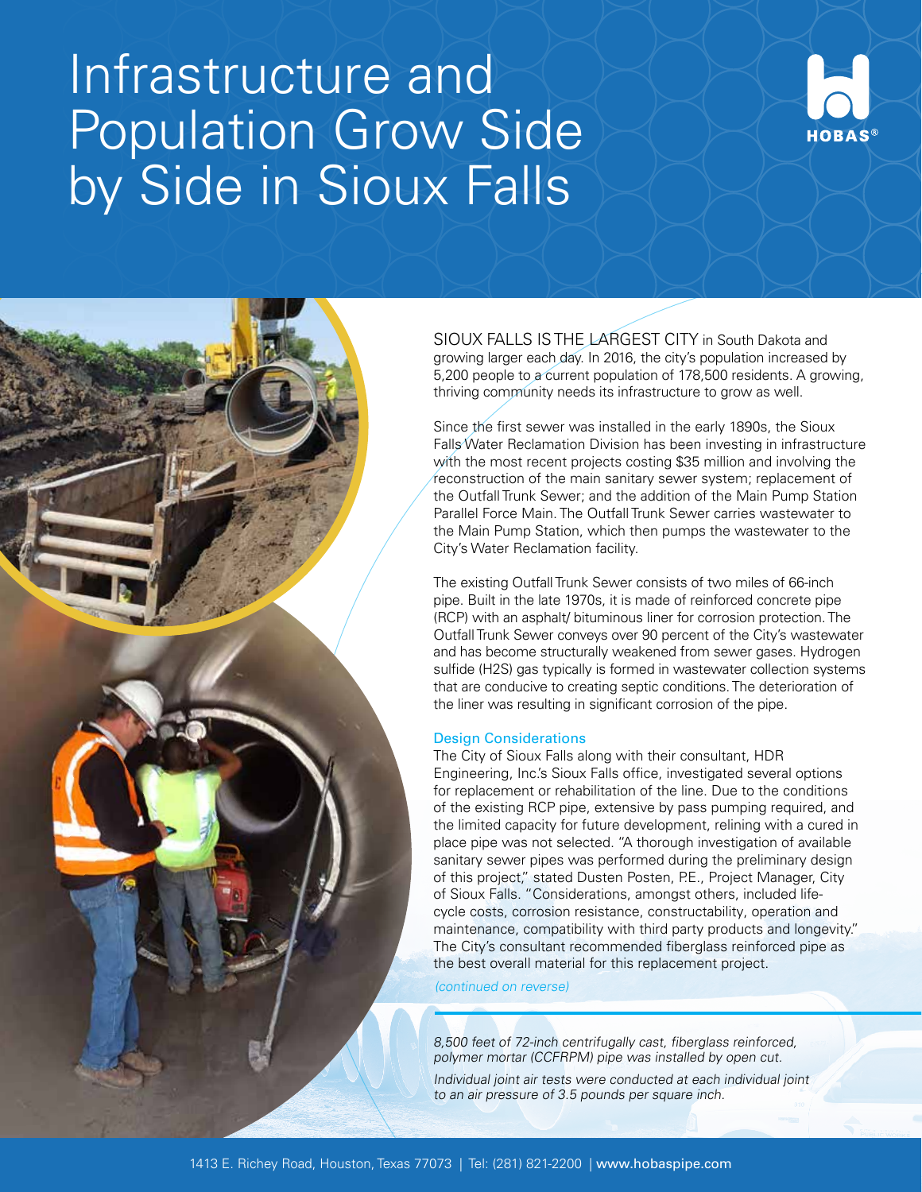# Infrastructure and Population Grow Side by Side in Sioux Falls

HOBAS®

SIOUX FALLS IS THE LARGEST CITY in South Dakota and growing larger each day. In 2016, the city's population increased by 5,200 people to a current population of 178,500 residents. A growing, thriving community needs its infrastructure to grow as well.

Since the first sewer was installed in the early 1890s, the Sioux Falls Water Reclamation Division has been investing in infrastructure with the most recent projects costing $35 million and involving the reconstruction of the main sanitary sewer system; replacement of the Outfall Trunk Sewer; and the addition of the Main Pump Station Parallel Force Main. The Outfall Trunk Sewer carries wastewater to the Main Pump Station, which then pumps the wastewater to the City's Water Reclamation facility.

The existing Outfall Trunk Sewer consists of two miles of 66-inch pipe. Built in the late 1970s, it is made of reinforced concrete pipe (RCP) with an asphalt/ bituminous liner for corrosion protection. The Outfall Trunk Sewer conveys over 90 percent of the City's wastewater and has become structurally weakened from sewer gases. Hydrogen sulfide ($H_2S$) gas typically is formed in wastewater collection systems that are conducive to creating septic conditions. The deterioration of the liner was resulting in significant corrosion of the pipe.

## Design Considerations

The City of Sioux Falls along with their consultant, HDR Engineering, Inc.'s Sioux Falls office, investigated several options for replacement or rehabilitation of the line. Due to the conditions of the existing RCP pipe, extensive by pass pumping required, and the limited capacity for future development, relining with a cured in place pipe was not selected. "A thorough investigation of available sanitary sewer pipes was performed during the preliminary design of this project," stated Dusten Posten, P.E., Project Manager, City of Sioux Falls. "Considerations, amongst others, included life-cycle costs, corrosion resistance, constructability, operation and maintenance, compatibility with third party products and longevity." The City's consultant recommended fiberglass reinforced pipe as the best overall material for this replacement project.

*(continued on reverse)*

*8,500 feet of 72-inch centrifugally cast, fiberglass reinforced, polymer mortar (CCFRPM) pipe was installed by open cut.*

*Individual joint air tests were conducted at each individual joint to an air pressure of 3.5 pounds per square inch.*

1413 E. Richey Road, Houston, Texas 77073 | Tel: (281) 821-2200 | www.hobaspipe.com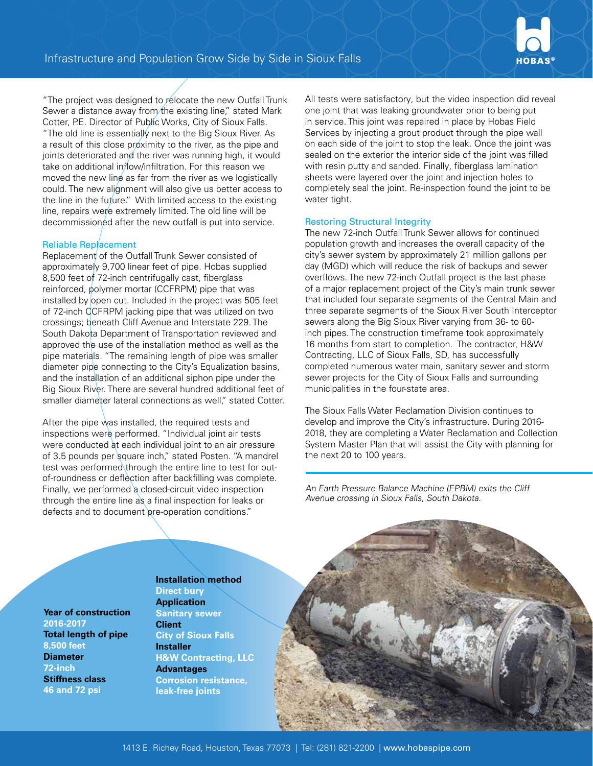"The project was designed to relocate the new Outfall Trunk Sewer a distance away from the existing line," stated Mark Cotter, P.E. Director of Public Works, City of Sioux Falls. "The old line is essentially next to the Big Sioux River. As a result of this close proximity to the river, as the pipe and joints deteriorated and the river was running high, it would take on additional inflow/infiltration. For this reason we moved the new line as far from the river as we logistically could. The new alignment will also give us better access to the line in the future." With limited access to the existing line, repairs were extremely limited. The old line will be decommissioned after the new outfall is put into service.

## Reliable Replacement

Replacement of the Outfall Trunk Sewer consisted of approximately 9,700 linear feet of pipe. Hobas supplied 8,500 feet of 72-inch centrifugally cast, fiberglass reinforced, polymer mortar (CCFRPM) pipe that was installed by open cut. Included in the project was 505 feet of 72-inch CCFRPM jacking pipe that was utilized on two crossings; beneath Cliff Avenue and Interstate 229. The South Dakota Department of Transportation reviewed and approved the use of the installation method as well as the pipe materials. "The remaining length of pipe was smaller diameter pipe connecting to the City's Equalization basins, and the installation of an additional siphon pipe under the Big Sioux River. There are several hundred additional feet of smaller diameter lateral connections as well," stated Cotter.

After the pipe was installed, the required tests and inspections were performed. "Individual joint air tests were conducted at each individual joint to an air pressure of 3.5 pounds per square inch," stated Posten. "A mandrel test was performed through the entire line to test for out-of-roundness or deflection after backfilling was complete. Finally, we performed a closed-circuit video inspection through the entire line as a final inspection for leaks or defects and to document pre-operation conditions."

All tests were satisfactory, but the video inspection did reveal one joint that was leaking groundwater prior to being put in service. This joint was repaired in place by Hobas Field Services by injecting a grout product through the pipe wall on each side of the joint to stop the leak. Once the joint was sealed on the exterior the interior side of the joint was filled with resin putty and sanded. Finally, fiberglass lamination sheets were layered over the joint and injection holes to completely seal the joint. Re-inspection found the joint to be water tight.

## Restoring Structural Integrity

The new 72-inch Outfall Trunk Sewer allows for continued population growth and increases the overall capacity of the city's sewer system by approximately 21 million gallons per day (MGD) which will reduce the risk of backups and sewer overflows. The new 72-inch Outfall project is the last phase of a major replacement project of the City's main trunk sewer that included four separate segments of the Central Main and three separate segments of the Sioux River South Interceptor sewers along the Big Sioux River varying from 36- to 60-inch pipes. The construction timeframe took approximately 16 months from start to completion. The contractor, H&W Contracting, LLC of Sioux Falls, SD, has successfully completed numerous water main, sanitary sewer and storm sewer projects for the City of Sioux Falls and surrounding municipalities in the four-state area.

The Sioux Falls Water Reclamation Division continues to develop and improve the City's infrastructure. During 2016-2018, they are completing a Water Reclamation and Collection System Master Plan that will assist the City with planning for the next 20 to 100 years.

*An Earth Pressure Balance Machine (EPBM) exits the Cliff Avenue crossing in Sioux Falls, South Dakota.*

**Year of construction**
2016-2017

**Total length of pipe**
8,500 feet

**Diameter**
72-inch

**Stiffness class**
46 and 72 psi

**Installation method**
Direct bury

**Application**
Sanitary sewer

**Client**
City of Sioux Falls

**Installer**
H&W Contracting, LLC

**Advantages**
Corrosion resistance, leak-free joints